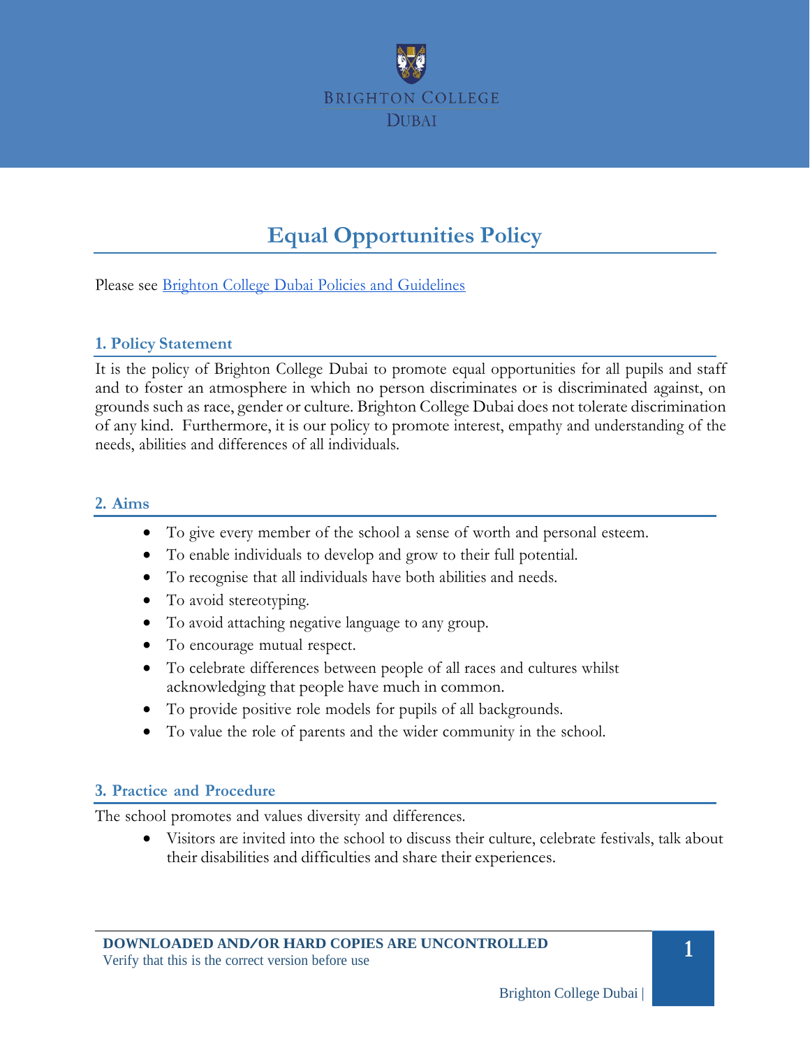# Equal Opportunities Policy

Please see [Brighton College Dubai Policies and Guidelines]

## 1. Policy Statement

It is the policy of Brighton College Dubai to promote equal opportunities for all pupils and staff and to foster an atmosphere in which no person discriminates or is discriminated against, on grounds such as race, gender or culture. Brighton College Dubai does not tolerate discrimination of any kind. Furthermore, it is our policy to promote interest, empathy and understanding of the needs, abilities and differences of all individuals.

## 2. Aims

- To give every member of the school a sense of worth and personal esteem.
- To enable individuals to develop and grow to their full potential.
- To recognise that all individuals have both abilities and needs.
- To avoid stereotyping.
- To avoid attaching negative language to any group.
- To encourage mutual respect.
- To celebrate differences between people of all races and cultures whilst acknowledging that people have much in common.
- To provide positive role models for pupils of all backgrounds.
- To value the role of parents and the wider community in the school.

## 3. Practice and Procedure

The school promotes and values diversity and differences.

- Visitors are invited into the school to discuss their culture, celebrate festivals, talk about their disabilities and difficulties and share their experiences.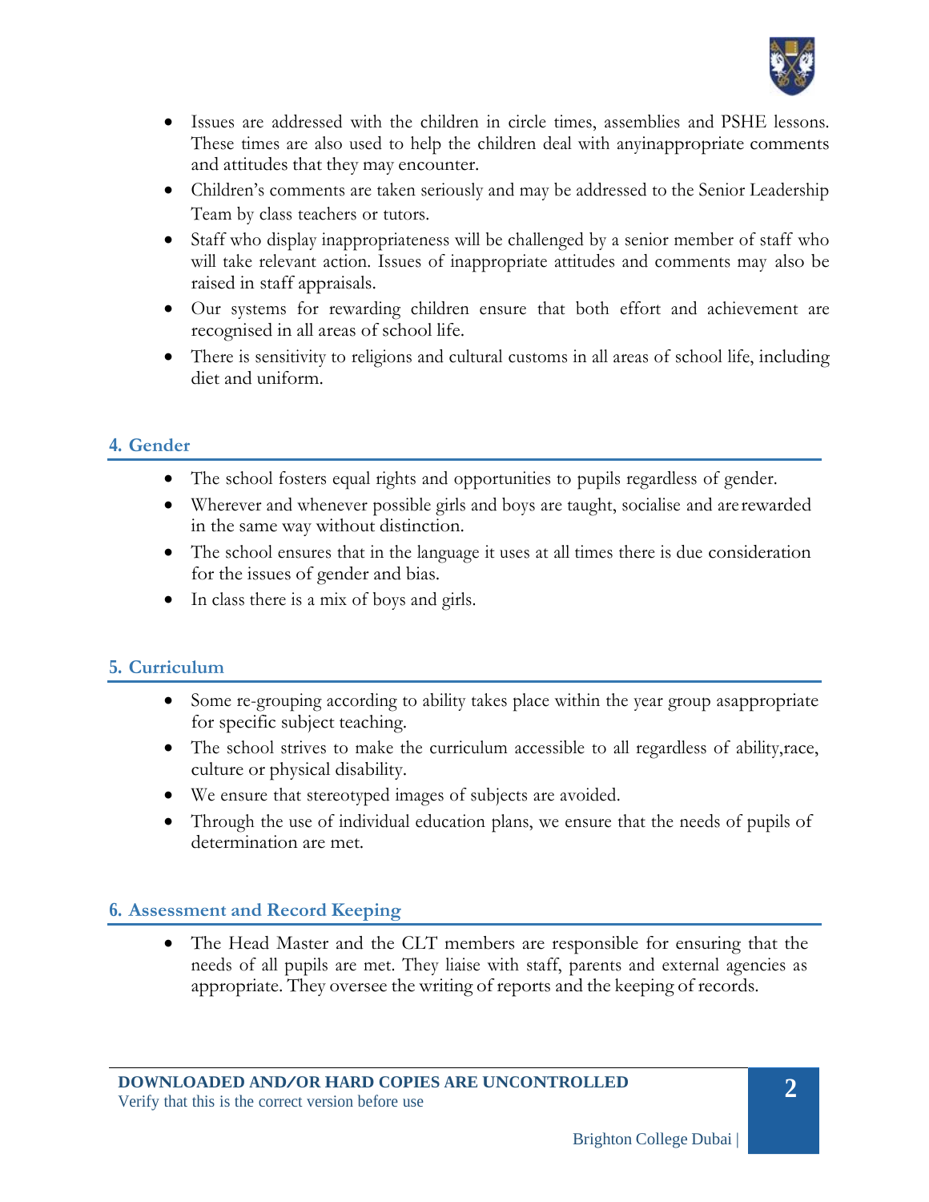- Issues are addressed with the children in circle times, assemblies and PSHE lessons. These times are also used to help the children deal with anyinappropriate comments and attitudes that they may encounter.
- Children's comments are taken seriously and may be addressed to the Senior Leadership Team by class teachers or tutors.
- Staff who display inappropriateness will be challenged by a senior member of staff who will take relevant action. Issues of inappropriate attitudes and comments may also be raised in staff appraisals.
- Our systems for rewarding children ensure that both effort and achievement are recognised in all areas of school life.
- There is sensitivity to religions and cultural customs in all areas of school life, including diet and uniform.

## 4. Gender

- The school fosters equal rights and opportunities to pupils regardless of gender.
- Wherever and whenever possible girls and boys are taught, socialise and arerewarded in the same way without distinction.
- The school ensures that in the language it uses at all times there is due consideration for the issues of gender and bias.
- In class there is a mix of boys and girls.

## 5. Curriculum

- Some re-grouping according to ability takes place within the year group asappropriate for specific subject teaching.
- The school strives to make the curriculum accessible to all regardless of ability,race, culture or physical disability.
- We ensure that stereotyped images of subjects are avoided.
- Through the use of individual education plans, we ensure that the needs of pupils of determination are met.

## 6. Assessment and Record Keeping

- The Head Master and the CLT members are responsible for ensuring that the needs of all pupils are met. They liaise with staff, parents and external agencies as appropriate. They oversee the writing of reports and the keeping of records.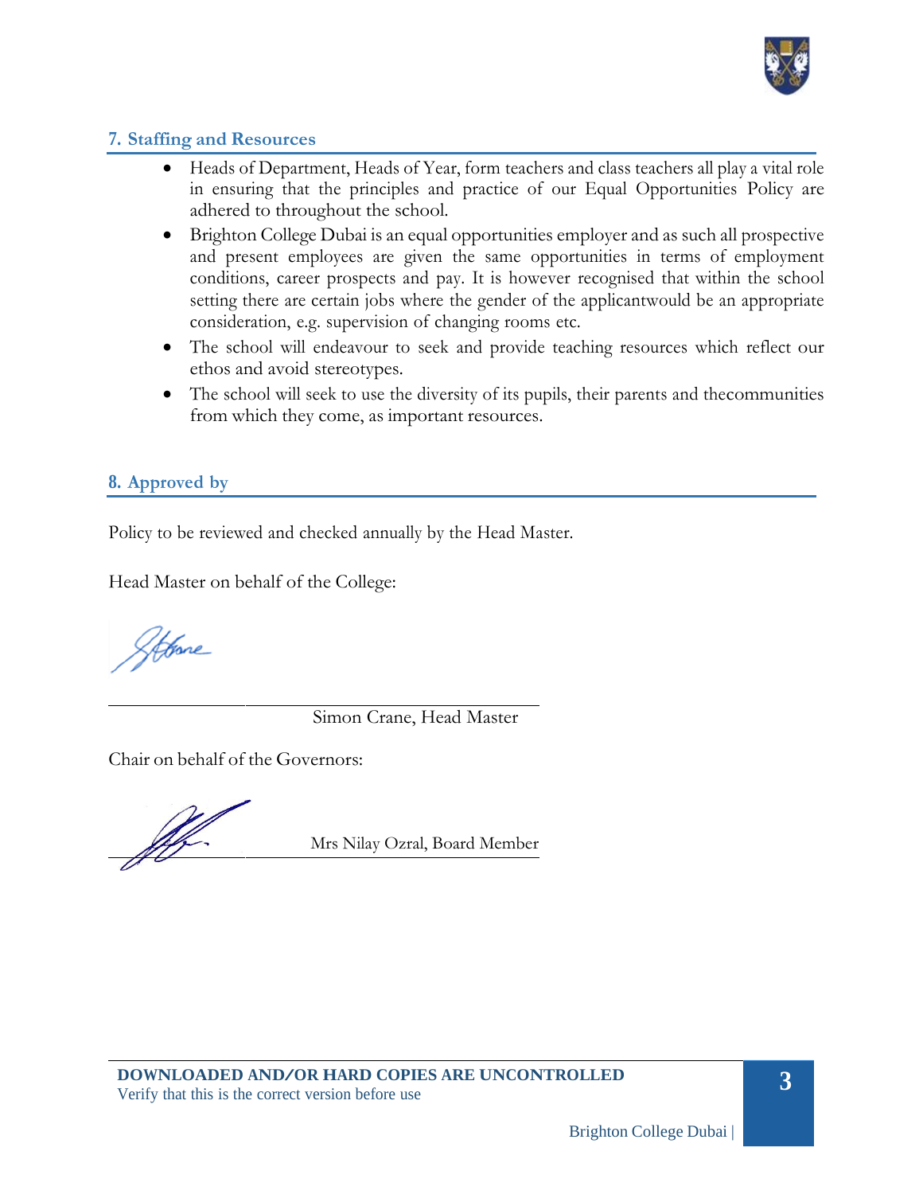## 7. Staffing and Resources

- Heads of Department, Heads of Year, form teachers and class teachers all play a vital role in ensuring that the principles and practice of our Equal Opportunities Policy are adhered to throughout the school.
- Brighton College Dubai is an equal opportunities employer and as such all prospective and present employees are given the same opportunities in terms of employment conditions, career prospects and pay. It is however recognised that within the school setting there are certain jobs where the gender of the applicantwould be an appropriate consideration, e.g. supervision of changing rooms etc.
- The school will endeavour to seek and provide teaching resources which reflect our ethos and avoid stereotypes.
- The school will seek to use the diversity of its pupils, their parents and thecommunities from which they come, as important resources.

## 8. Approved by

Policy to be reviewed and checked annually by the Head Master.

Head Master on behalf of the College:

Simon Crane, Head Master

Chair on behalf of the Governors:

Mrs Nilay Ozral, Board Member

**DOWNLOADED AND/OR HARD COPIES ARE UNCONTROLLED**
Verify that this is the correct version before use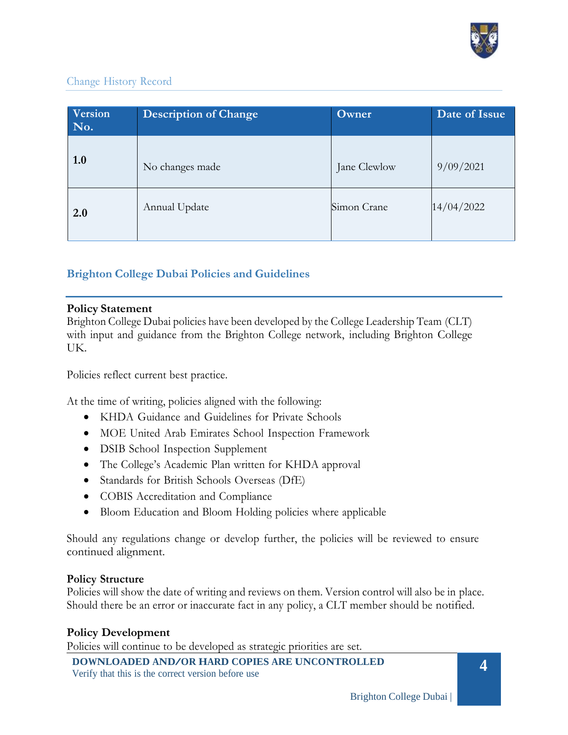## Change History Record

| Version No. | Description of Change | Owner | Date of Issue |
|---|---|---|---|
| **1.0** | No changes made | Jane Clewlow | 9/09/2021 |
| **2.0** | Annual Update | Simon Crane | 14/04/2022 |

## Brighton College Dubai Policies and Guidelines

### Policy Statement

Brighton College Dubai policies have been developed by the College Leadership Team (CLT) with input and guidance from the Brighton College network, including Brighton College UK.

Policies reflect current best practice.

At the time of writing, policies aligned with the following:

- KHDA Guidance and Guidelines for Private Schools
- MOE United Arab Emirates School Inspection Framework
- DSIB School Inspection Supplement
- The College's Academic Plan written for KHDA approval
- Standards for British Schools Overseas (DfE)
- COBIS Accreditation and Compliance
- Bloom Education and Bloom Holding policies where applicable

Should any regulations change or develop further, the policies will be reviewed to ensure continued alignment.

### Policy Structure

Policies will show the date of writing and reviews on them. Version control will also be in place. Should there be an error or inaccurate fact in any policy, a CLT member should be notified.

### Policy Development

Policies will continue to be developed as strategic priorities are set.

**DOWNLOADED AND/OR HARD COPIES ARE UNCONTROLLED**
Verify that this is the correct version before use